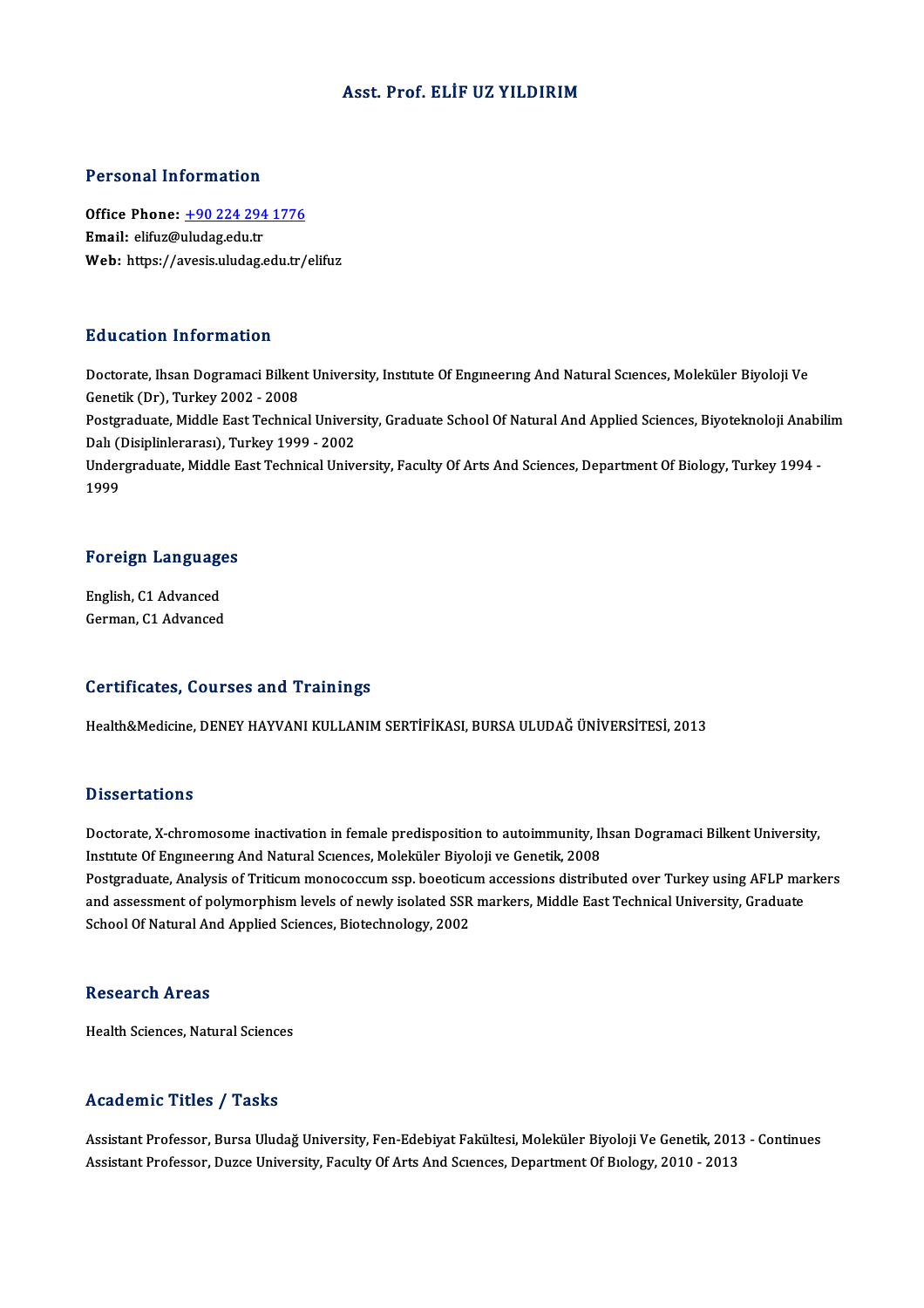# Asst. Prof. ELİF UZ YILDIRIM

## Personal Information

**Office Phone:** +90 224 294 1776
**Email:** elifuz@uludag.edu.tr
**Web:** https://avesis.uludag.edu.tr/elifuz

## Education Information

Doctorate, Ihsan Dogramaci Bilkent University, Instıtute Of Engıneerıng And Natural Scıences, Moleküler Biyoloji Ve Genetik (Dr), Turkey 2002 - 2008
Postgraduate, Middle East Technical University, Graduate School Of Natural And Applied Sciences, Biyoteknoloji Anabilim Dalı (Disiplinlerarası), Turkey 1999 - 2002
Undergraduate, Middle East Technical University, Faculty Of Arts And Sciences, Department Of Biology, Turkey 1994 - 1999

## Foreign Languages

English, C1 Advanced
German, C1 Advanced

## Certificates, Courses and Trainings

Health&Medicine, DENEY HAYVANI KULLANIM SERTİFİKASI, BURSA ULUDAĞ ÜNİVERSİTESİ, 2013

## Dissertations

Doctorate, X-chromosome inactivation in female predisposition to autoimmunity, Ihsan Dogramaci Bilkent University, Instıtute Of Engıneerıng And Natural Scıences, Moleküler Biyoloji ve Genetik, 2008
Postgraduate, Analysis of Triticum monococcum ssp. boeoticum accessions distributed over Turkey using AFLP markers and assessment of polymorphism levels of newly isolated SSR markers, Middle East Technical University, Graduate School Of Natural And Applied Sciences, Biotechnology, 2002

## Research Areas

Health Sciences, Natural Sciences

## Academic Titles / Tasks

Assistant Professor, Bursa Uludağ University, Fen-Edebiyat Fakültesi, Moleküler Biyoloji Ve Genetik, 2013 - Continues
Assistant Professor, Duzce University, Faculty Of Arts And Scıences, Department Of Bıology, 2010 - 2013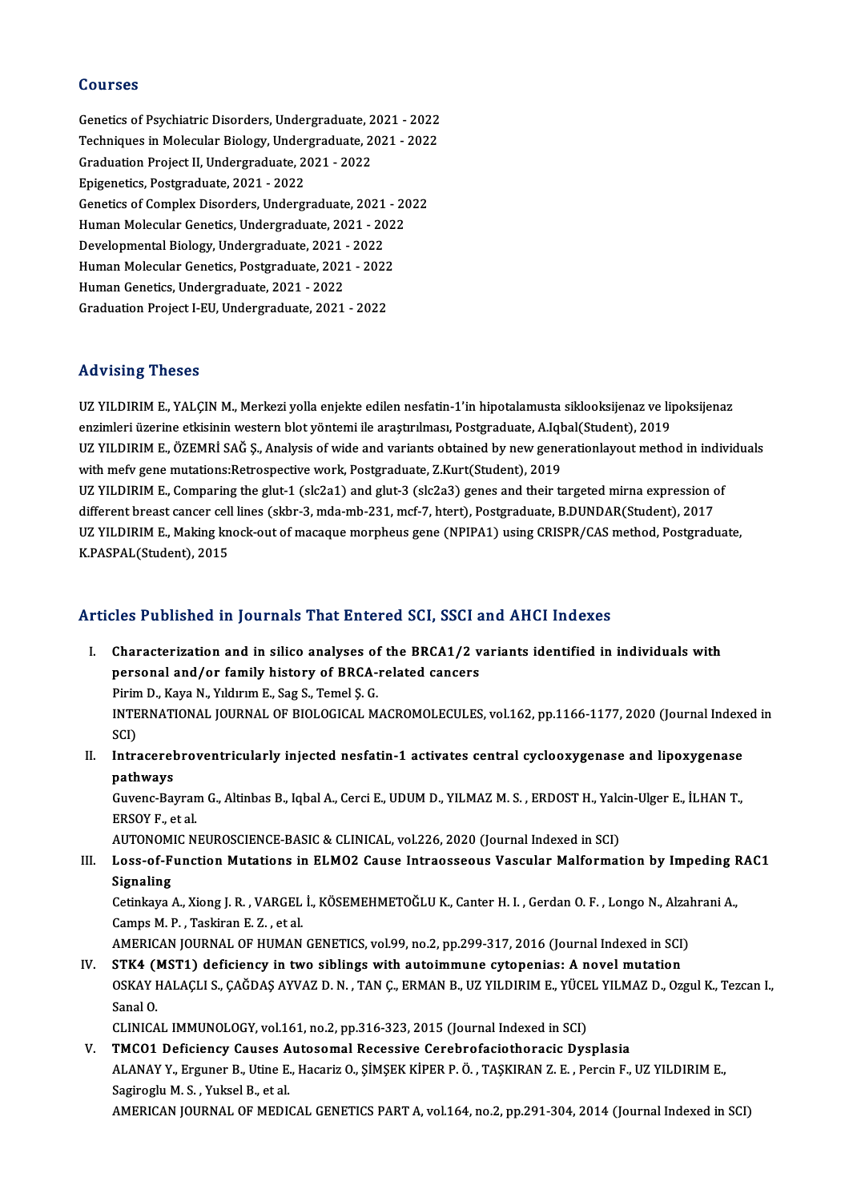## Courses

Genetics of Psychiatric Disorders, Undergraduate, 2021 - 2022
Techniques in Molecular Biology, Undergraduate, 2021 - 2022
Graduation Project II, Undergraduate, 2021 - 2022
Epigenetics, Postgraduate, 2021 - 2022
Genetics of Complex Disorders, Undergraduate, 2021 - 2022
Human Molecular Genetics, Undergraduate, 2021 - 2022
Developmental Biology, Undergraduate, 2021 - 2022
Human Molecular Genetics, Postgraduate, 2021 - 2022
Human Genetics, Undergraduate, 2021 - 2022
Graduation Project I-EU, Undergraduate, 2021 - 2022

## Advising Theses

UZ YILDIRIM E., YALÇIN M., Merkezi yolla enjekte edilen nesfatin-1'in hipotalamusta siklooksijenaz ve lipoksijenaz enzimleri üzerine etkisinin western blot yöntemi ile araştırılması, Postgraduate, A.Iqbal(Student), 2019
UZ YILDIRIM E., ÖZEMRİ SAĞ Ş., Analysis of wide and variants obtained by new generationlayout method in individuals with mefv gene mutations:Retrospective work, Postgraduate, Z.Kurt(Student), 2019
UZ YILDIRIM E., Comparing the glut-1 (slc2a1) and glut-3 (slc2a3) genes and their targeted mirna expression of different breast cancer cell lines (skbr-3, mda-mb-231, mcf-7, htert), Postgraduate, B.DUNDAR(Student), 2017
UZ YILDIRIM E., Making knock-out of macaque morpheus gene (NPIPA1) using CRISPR/CAS method, Postgraduate, K.PASPAL(Student), 2015

## Articles Published in Journals That Entered SCI, SSCI and AHCI Indexes

I. **Characterization and in silico analyses of the BRCA1/2 variants identified in individuals with personal and/or family history of BRCA-related cancers**
Pirim D., Kaya N., Yıldırım E., Sag S., Temel Ş. G.
INTERNATIONAL JOURNAL OF BIOLOGICAL MACROMOLECULES, vol.162, pp.1166-1177, 2020 (Journal Indexed in SCI)

II. **Intracerebroventricularly injected nesfatin-1 activates central cyclooxygenase and lipoxygenase pathways**
Guvenc-Bayram G., Altinbas B., Iqbal A., Cerci E., UDUM D., YILMAZ M. S. , ERDOST H., Yalcin-Ulger E., İLHAN T., ERSOY F., et al.
AUTONOMIC NEUROSCIENCE-BASIC & CLINICAL, vol.226, 2020 (Journal Indexed in SCI)

III. **Loss-of-Function Mutations in ELMO2 Cause Intraosseous Vascular Malformation by Impeding RAC1 Signaling**
Cetinkaya A., Xiong J. R. , VARGEL İ., KÖSEMEHMETOĞLU K., Canter H. I. , Gerdan O. F. , Longo N., Alzahrani A., Camps M. P. , Taskiran E. Z. , et al.
AMERICAN JOURNAL OF HUMAN GENETICS, vol.99, no.2, pp.299-317, 2016 (Journal Indexed in SCI)

IV. **STK4 (MST1) deficiency in two siblings with autoimmune cytopenias: A novel mutation**
OSKAY HALAÇLI S., ÇAĞDAŞ AYVAZ D. N. , TAN Ç., ERMAN B., UZ YILDIRIM E., YÜCEL YILMAZ D., Ozgul K., Tezcan I., Sanal O.
CLINICAL IMMUNOLOGY, vol.161, no.2, pp.316-323, 2015 (Journal Indexed in SCI)

V. **TMCO1 Deficiency Causes Autosomal Recessive Cerebrofaciothoracic Dysplasia**
ALANAY Y., Erguner B., Utine E., Hacariz O., ŞİMŞEK KİPER P. Ö. , TAŞKIRAN Z. E. , Percin F., UZ YILDIRIM E., Sagiroglu M. S. , Yuksel B., et al.
AMERICAN JOURNAL OF MEDICAL GENETICS PART A, vol.164, no.2, pp.291-304, 2014 (Journal Indexed in SCI)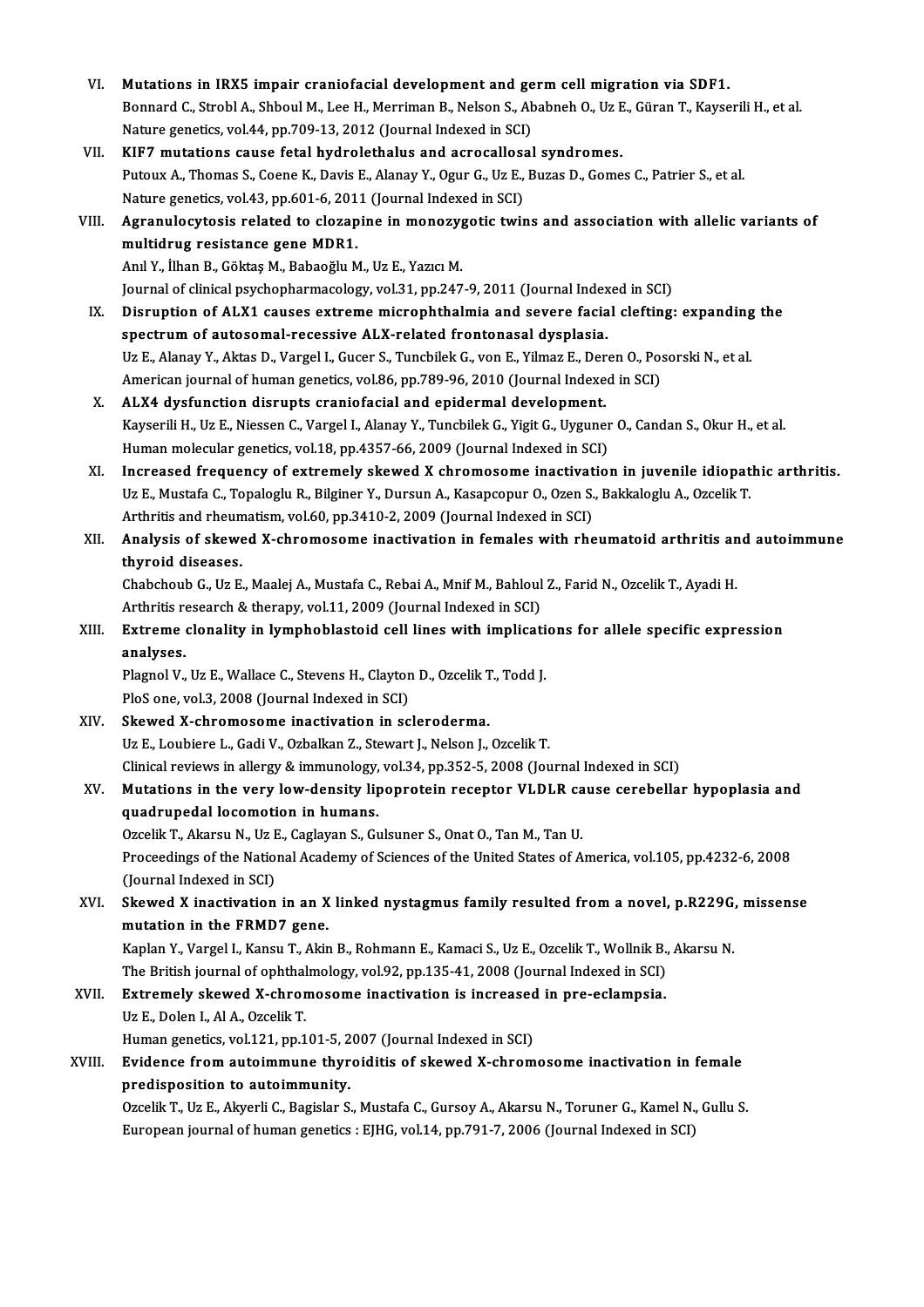VI. **Mutations in IRX5 impair craniofacial development and germ cell migration via SDF1.**
Bonnard C., Strobl A., Shboul M., Lee H., Merriman B., Nelson S., Ababneh O., Uz E., Güran T., Kayserili H., et al.
Nature genetics, vol.44, pp.709-13, 2012 (Journal Indexed in SCI)

VII. **KIF7 mutations cause fetal hydrolethalus and acrocallosal syndromes.**
Putoux A., Thomas S., Coene K., Davis E., Alanay Y., Ogur G., Uz E., Buzas D., Gomes C., Patrier S., et al.
Nature genetics, vol.43, pp.601-6, 2011 (Journal Indexed in SCI)

VIII. **Agranulocytosis related to clozapine in monozygotic twins and association with allelic variants of multidrug resistance gene MDR1.**
Anıl Y., İlhan B., Göktaş M., Babaoğlu M., Uz E., Yazıcı M.
Journal of clinical psychopharmacology, vol.31, pp.247-9, 2011 (Journal Indexed in SCI)

IX. **Disruption of ALX1 causes extreme microphthalmia and severe facial clefting: expanding the spectrum of autosomal-recessive ALX-related frontonasal dysplasia.**
Uz E., Alanay Y., Aktas D., Vargel I., Gucer S., Tuncbilek G., von E., Yilmaz E., Deren O., Posorski N., et al.
American journal of human genetics, vol.86, pp.789-96, 2010 (Journal Indexed in SCI)

X. **ALX4 dysfunction disrupts craniofacial and epidermal development.**
Kayserili H., Uz E., Niessen C., Vargel I., Alanay Y., Tuncbilek G., Yigit G., Uyguner O., Candan S., Okur H., et al.
Human molecular genetics, vol.18, pp.4357-66, 2009 (Journal Indexed in SCI)

XI. **Increased frequency of extremely skewed X chromosome inactivation in juvenile idiopathic arthritis.**
Uz E., Mustafa C., Topaloglu R., Bilginer Y., Dursun A., Kasapcopur O., Ozen S., Bakkaloglu A., Ozcelik T.
Arthritis and rheumatism, vol.60, pp.3410-2, 2009 (Journal Indexed in SCI)

XII. **Analysis of skewed X-chromosome inactivation in females with rheumatoid arthritis and autoimmune thyroid diseases.**
Chabchoub G., Uz E., Maalej A., Mustafa C., Rebai A., Mnif M., Bahloul Z., Farid N., Ozcelik T., Ayadi H.
Arthritis research & therapy, vol.11, 2009 (Journal Indexed in SCI)

XIII. **Extreme clonality in lymphoblastoid cell lines with implications for allele specific expression analyses.**
Plagnol V., Uz E., Wallace C., Stevens H., Clayton D., Ozcelik T., Todd J.
PloS one, vol.3, 2008 (Journal Indexed in SCI)

XIV. **Skewed X-chromosome inactivation in scleroderma.**
Uz E., Loubiere L., Gadi V., Ozbalkan Z., Stewart J., Nelson J., Ozcelik T.
Clinical reviews in allergy & immunology, vol.34, pp.352-5, 2008 (Journal Indexed in SCI)

XV. **Mutations in the very low-density lipoprotein receptor VLDLR cause cerebellar hypoplasia and quadrupedal locomotion in humans.**
Ozcelik T., Akarsu N., Uz E., Caglayan S., Gulsuner S., Onat O., Tan M., Tan U.
Proceedings of the National Academy of Sciences of the United States of America, vol.105, pp.4232-6, 2008 (Journal Indexed in SCI)

XVI. **Skewed X inactivation in an X linked nystagmus family resulted from a novel, p.R229G, missense mutation in the FRMD7 gene.**
Kaplan Y., Vargel I., Kansu T., Akin B., Rohmann E., Kamaci S., Uz E., Ozcelik T., Wollnik B., Akarsu N.
The British journal of ophthalmology, vol.92, pp.135-41, 2008 (Journal Indexed in SCI)

XVII. **Extremely skewed X-chromosome inactivation is increased in pre-eclampsia.**
Uz E., Dolen I., Al A., Ozcelik T.
Human genetics, vol.121, pp.101-5, 2007 (Journal Indexed in SCI)

XVIII. **Evidence from autoimmune thyroiditis of skewed X-chromosome inactivation in female predisposition to autoimmunity.**
Ozcelik T., Uz E., Akyerli C., Bagislar S., Mustafa C., Gursoy A., Akarsu N., Toruner G., Kamel N., Gullu S.
European journal of human genetics : EJHG, vol.14, pp.791-7, 2006 (Journal Indexed in SCI)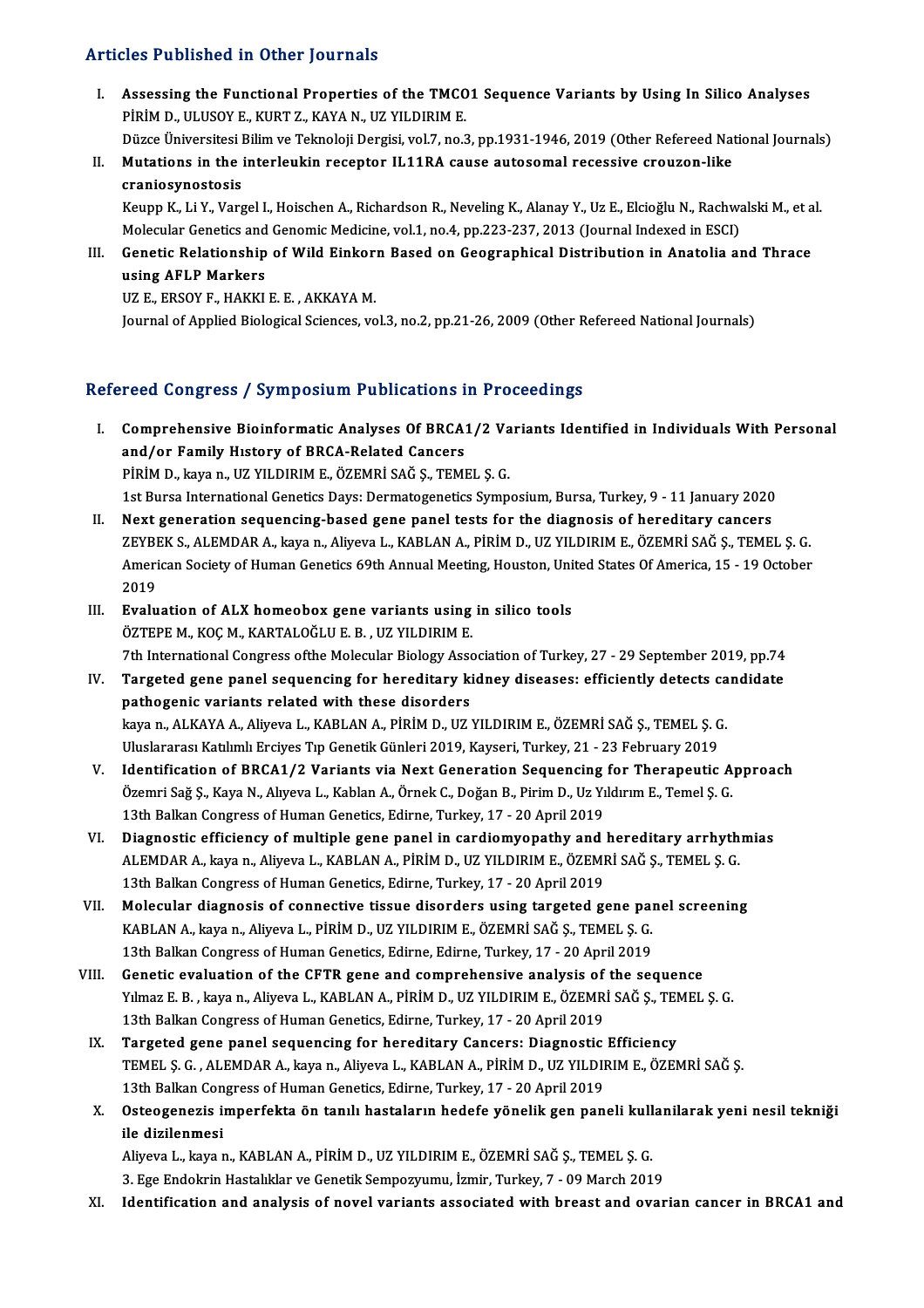## Articles Published in Other Journals

I. **Assessing the Functional Properties of the TMCO1 Sequence Variants by Using In Silico Analyses**
PİRİM D., ULUSOY E., KURT Z., KAYA N., UZ YILDIRIM E.
Düzce Üniversitesi Bilim ve Teknoloji Dergisi, vol.7, no.3, pp.1931-1946, 2019 (Other Refereed National Journals)

II. **Mutations in the interleukin receptor IL11RA cause autosomal recessive crouzon-like craniosynostosis**
Keupp K., Li Y., Vargel I., Hoischen A., Richardson R., Neveling K., Alanay Y., Uz E., Elcioğlu N., Rachwalski M., et al.
Molecular Genetics and Genomic Medicine, vol.1, no.4, pp.223-237, 2013 (Journal Indexed in ESCI)

III. **Genetic Relationship of Wild Einkorn Based on Geographical Distribution in Anatolia and Thrace using AFLP Markers**
UZ E., ERSOY F., HAKKI E. E. , AKKAYA M.
Journal of Applied Biological Sciences, vol.3, no.2, pp.21-26, 2009 (Other Refereed National Journals)

## Refereed Congress / Symposium Publications in Proceedings

I. **Comprehensive Bioinformatic Analyses Of BRCA1/2 Variants Identified in Individuals With Personal and/or Family Hıstory of BRCA-Related Cancers**
PİRİM D., kaya n., UZ YILDIRIM E., ÖZEMRİ SAĞ Ş., TEMEL Ş. G.
1st Bursa International Genetics Days: Dermatogenetics Symposium, Bursa, Turkey, 9 - 11 January 2020

II. **Next generation sequencing-based gene panel tests for the diagnosis of hereditary cancers**
ZEYBEK S., ALEMDAR A., kaya n., Aliyeva L., KABLAN A., PİRİM D., UZ YILDIRIM E., ÖZEMRİ SAĞ Ş., TEMEL Ş. G.
American Society of Human Genetics 69th Annual Meeting, Houston, United States Of America, 15 - 19 October 2019

III. **Evaluation of ALX homeobox gene variants using in silico tools**
ÖZTEPE M., KOÇ M., KARTALOĞLU E. B. , UZ YILDIRIM E.
7th International Congress ofthe Molecular Biology Association of Turkey, 27 - 29 September 2019, pp.74

IV. **Targeted gene panel sequencing for hereditary kidney diseases: efficiently detects candidate pathogenic variants related with these disorders**
kaya n., ALKAYA A., Aliyeva L., KABLAN A., PİRİM D., UZ YILDIRIM E., ÖZEMRİ SAĞ Ş., TEMEL Ş. G.
Uluslararası Katılımlı Erciyes Tıp Genetik Günleri 2019, Kayseri, Turkey, 21 - 23 February 2019

V. **Identification of BRCA1/2 Variants via Next Generation Sequencing for Therapeutic Approach**
Özemri Sağ Ş., Kaya N., Alıyeva L., Kablan A., Örnek C., Doğan B., Pirim D., Uz Yıldırım E., Temel Ş. G.
13th Balkan Congress of Human Genetics, Edirne, Turkey, 17 - 20 April 2019

VI. **Diagnostic efficiency of multiple gene panel in cardiomyopathy and hereditary arrhythmias**
ALEMDAR A., kaya n., Aliyeva L., KABLAN A., PİRİM D., UZ YILDIRIM E., ÖZEMRİ SAĞ Ş., TEMEL Ş. G.
13th Balkan Congress of Human Genetics, Edirne, Turkey, 17 - 20 April 2019

VII. **Molecular diagnosis of connective tissue disorders using targeted gene panel screening**
KABLAN A., kaya n., Aliyeva L., PİRİM D., UZ YILDIRIM E., ÖZEMRİ SAĞ Ş., TEMEL Ş. G.
13th Balkan Congress of Human Genetics, Edirne, Edirne, Turkey, 17 - 20 April 2019

VIII. **Genetic evaluation of the CFTR gene and comprehensive analysis of the sequence**
Yılmaz E. B. , kaya n., Aliyeva L., KABLAN A., PİRİM D., UZ YILDIRIM E., ÖZEMRİ SAĞ Ş., TEMEL Ş. G.
13th Balkan Congress of Human Genetics, Edirne, Turkey, 17 - 20 April 2019

IX. **Targeted gene panel sequencing for hereditary Cancers: Diagnostic Efficiency**
TEMEL Ş. G. , ALEMDAR A., kaya n., Aliyeva L., KABLAN A., PİRİM D., UZ YILDIRIM E., ÖZEMRİ SAĞ Ş.
13th Balkan Congress of Human Genetics, Edirne, Turkey, 17 - 20 April 2019

X. **Osteogenezis imperfekta ön tanılı hastaların hedefe yönelik gen paneli kullanilarak yeni nesil tekniği ile dizilenmesi**
Aliyeva L., kaya n., KABLAN A., PİRİM D., UZ YILDIRIM E., ÖZEMRİ SAĞ Ş., TEMEL Ş. G.
3. Ege Endokrin Hastalıklar ve Genetik Sempozyumu, İzmir, Turkey, 7 - 09 March 2019

XI. **Identification and analysis of novel variants associated with breast and ovarian cancer in BRCA1 and**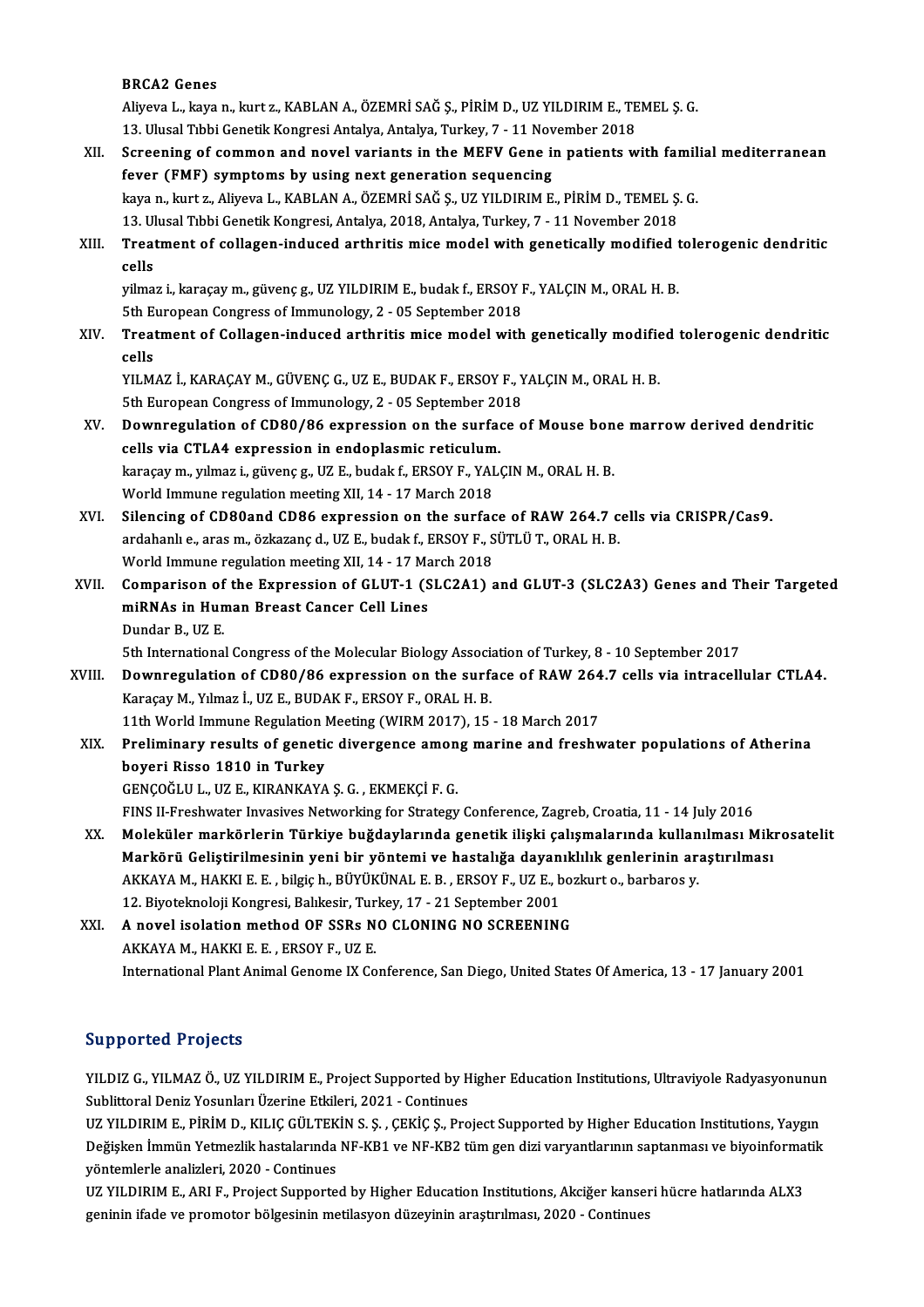**BRCA2 Genes**
Aliyeva L., kaya n., kurt z., KABLAN A., ÖZEMRİ SAĞ Ş., PİRİM D., UZ YILDIRIM E., TEMEL Ş. G.
13. Ulusal Tıbbi Genetik Kongresi Antalya, Antalya, Turkey, 7 - 11 November 2018

XII. **Screening of common and novel variants in the MEFV Gene in patients with familial mediterranean fever (FMF) symptoms by using next generation sequencing**
kaya n., kurt z., Aliyeva L., KABLAN A., ÖZEMRİ SAĞ Ş., UZ YILDIRIM E., PİRİM D., TEMEL Ş. G.
13. Ulusal Tıbbi Genetik Kongresi, Antalya, 2018, Antalya, Turkey, 7 - 11 November 2018

XIII. **Treatment of collagen-induced arthritis mice model with genetically modified tolerogenic dendritic cells**
yilmaz i., karaçay m., güvenç g., UZ YILDIRIM E., budak f., ERSOY F., YALÇIN M., ORAL H. B.
5th European Congress of Immunology, 2 - 05 September 2018

XIV. **Treatment of Collagen-induced arthritis mice model with genetically modified tolerogenic dendritic cells**
YILMAZ İ., KARAÇAY M., GÜVENÇ G., UZ E., BUDAK F., ERSOY F., YALÇIN M., ORAL H. B.
5th European Congress of Immunology, 2 - 05 September 2018

XV. **Downregulation of CD80/86 expression on the surface of Mouse bone marrow derived dendritic cells via CTLA4 expression in endoplasmic reticulum.**
karaçay m., yılmaz i., güvenç g., UZ E., budak f., ERSOY F., YALÇIN M., ORAL H. B.
World Immune regulation meeting XII, 14 - 17 March 2018

XVI. **Silencing of CD80and CD86 expression on the surface of RAW 264.7 cells via CRISPR/Cas9.**
ardahanlı e., aras m., özkazanç d., UZ E., budak f., ERSOY F., SÜTLÜ T., ORAL H. B.
World Immune regulation meeting XII, 14 - 17 March 2018

XVII. **Comparison of the Expression of GLUT-1 (SLC2A1) and GLUT-3 (SLC2A3) Genes and Their Targeted miRNAs in Human Breast Cancer Cell Lines**
Dundar B., UZ E.
5th International Congress of the Molecular Biology Association of Turkey, 8 - 10 September 2017

XVIII. **Downregulation of CD80/86 expression on the surface of RAW 264.7 cells via intracellular CTLA4.**
Karaçay M., Yılmaz İ., UZ E., BUDAK F., ERSOY F., ORAL H. B.
11th World Immune Regulation Meeting (WIRM 2017), 15 - 18 March 2017

XIX. **Preliminary results of genetic divergence among marine and freshwater populations of Atherina boyeri Risso 1810 in Turkey**
GENÇOĞLU L., UZ E., KIRANKAYA Ş. G. , EKMEKÇİ F. G.
FINS II-Freshwater Invasives Networking for Strategy Conference, Zagreb, Croatia, 11 - 14 July 2016

XX. **Moleküler markörlerin Türkiye buğdaylarında genetik ilişki çalışmalarında kullanılması Mikrosatelit Markörü Geliştirilmesinin yeni bir yöntemi ve hastalığa dayanıklılık genlerinin araştırılması**
AKKAYA M., HAKKI E. E. , bilgiç h., BÜYÜKÜNAL E. B. , ERSOY F., UZ E., bozkurt o., barbaros y.
12. Biyoteknoloji Kongresi, Balıkesir, Turkey, 17 - 21 September 2001

XXI. **A novel isolation method OF SSRs NO CLONING NO SCREENING**
AKKAYA M., HAKKI E. E. , ERSOY F., UZ E.
International Plant Animal Genome IX Conference, San Diego, United States Of America, 13 - 17 January 2001

## Supported Projects

YILDIZ G., YILMAZ Ö., UZ YILDIRIM E., Project Supported by Higher Education Institutions, Ultraviyole Radyasyonunun Sublittoral Deniz Yosunları Üzerine Etkileri, 2021 - Continues

UZ YILDIRIM E., PİRİM D., KILIÇ GÜLTEKİN S. Ş. , ÇEKİÇ Ş., Project Supported by Higher Education Institutions, Yaygın Değişken İmmün Yetmezlik hastalarında NF-KB1 ve NF-KB2 tüm gen dizi varyantlarının saptanması ve biyoinformatik yöntemlerle analizleri, 2020 - Continues

UZ YILDIRIM E., ARI F., Project Supported by Higher Education Institutions, Akciğer kanseri hücre hatlarında ALX3 geninin ifade ve promotor bölgesinin metilasyon düzeyinin araştırılması, 2020 - Continues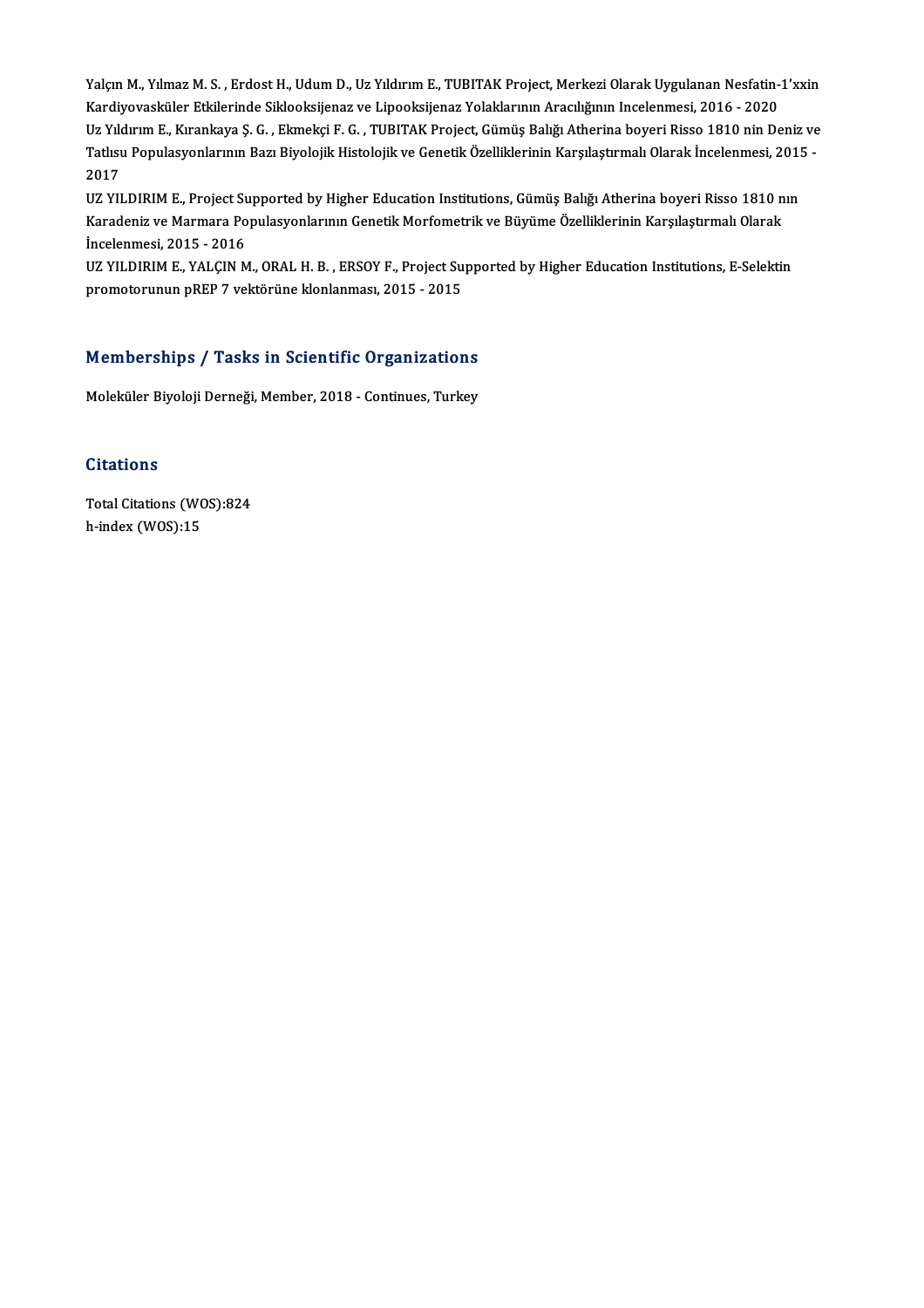Yalçın M., Yılmaz M. S. , Erdost H., Udum D., Uz Yıldırım E., TUBITAK Project, Merkezi Olarak Uygulanan Nesfatin-1'xxin Kardiyovasküler Etkilerinde Siklooksijenaz ve Lipooksijenaz Yolaklarının Aracılığının Incelenmesi, 2016 - 2020

Uz Yıldırım E., Kırankaya Ş. G. , Ekmekçi F. G. , TUBITAK Project, Gümüş Balığı Atherina boyeri Risso 1810 nin Deniz ve Tatlısu Populasyonlarının Bazı Biyolojik Histolojik ve Genetik Özelliklerinin Karşılaştırmalı Olarak İncelenmesi, 2015 - 2017

UZ YILDIRIM E., Project Supported by Higher Education Institutions, Gümüş Balığı Atherina boyeri Risso 1810 nın Karadeniz ve Marmara Populasyonlarının Genetik Morfometrik ve Büyüme Özelliklerinin Karşılaştırmalı Olarak İncelenmesi, 2015 - 2016

UZ YILDIRIM E., YALÇIN M., ORAL H. B. , ERSOY F., Project Supported by Higher Education Institutions, E-Selektin promotorunun pREP 7 vektörüne klonlanması, 2015 - 2015

## Memberships / Tasks in Scientific Organizations

Moleküler Biyoloji Derneği, Member, 2018 - Continues, Turkey

## Citations

Total Citations (WOS):824
h-index (WOS):15